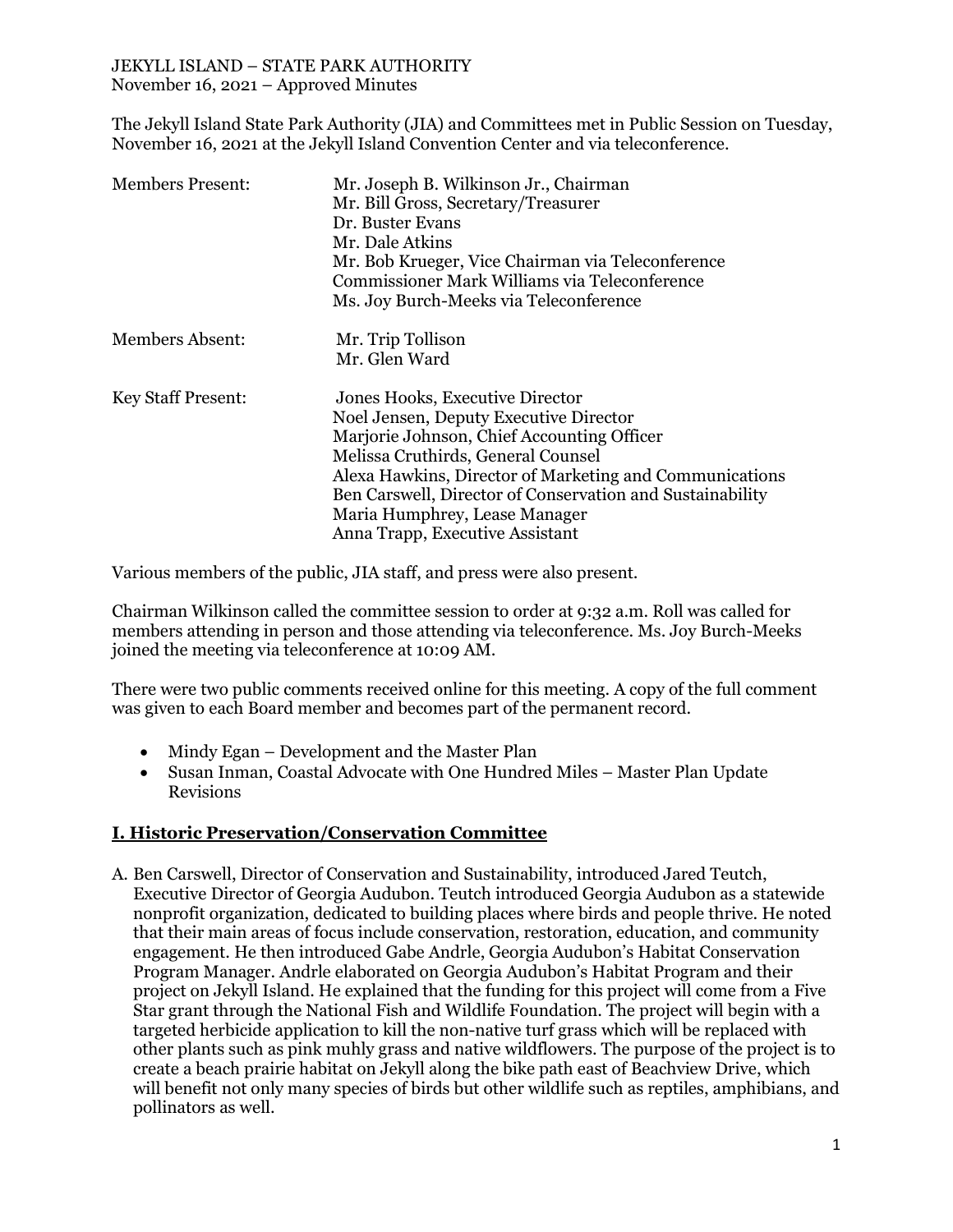JEKYLL ISLAND – STATE PARK AUTHORITY
November 16, 2021 – Approved Minutes

The Jekyll Island State Park Authority (JIA) and Committees met in Public Session on Tuesday, November 16, 2021 at the Jekyll Island Convention Center and via teleconference.

| | |
|---|---|
| Members Present: | Mr. Joseph B. Wilkinson Jr., Chairman<br>Mr. Bill Gross, Secretary/Treasurer<br>Dr. Buster Evans<br>Mr. Dale Atkins<br>Mr. Bob Krueger, Vice Chairman via Teleconference<br>Commissioner Mark Williams via Teleconference<br>Ms. Joy Burch-Meeks via Teleconference |
| Members Absent: | Mr. Trip Tollison<br>Mr. Glen Ward |
| Key Staff Present: | Jones Hooks, Executive Director<br>Noel Jensen, Deputy Executive Director<br>Marjorie Johnson, Chief Accounting Officer<br>Melissa Cruthirds, General Counsel<br>Alexa Hawkins, Director of Marketing and Communications<br>Ben Carswell, Director of Conservation and Sustainability<br>Maria Humphrey, Lease Manager<br>Anna Trapp, Executive Assistant |

Various members of the public, JIA staff, and press were also present.

Chairman Wilkinson called the committee session to order at 9:32 a.m. Roll was called for members attending in person and those attending via teleconference. Ms. Joy Burch-Meeks joined the meeting via teleconference at 10:09 AM.

There were two public comments received online for this meeting. A copy of the full comment was given to each Board member and becomes part of the permanent record.

- Mindy Egan – Development and the Master Plan
- Susan Inman, Coastal Advocate with One Hundred Miles – Master Plan Update Revisions

## I. Historic Preservation/Conservation Committee

A. Ben Carswell, Director of Conservation and Sustainability, introduced Jared Teutch, Executive Director of Georgia Audubon. Teutch introduced Georgia Audubon as a statewide nonprofit organization, dedicated to building places where birds and people thrive. He noted that their main areas of focus include conservation, restoration, education, and community engagement. He then introduced Gabe Andrle, Georgia Audubon's Habitat Conservation Program Manager. Andrle elaborated on Georgia Audubon's Habitat Program and their project on Jekyll Island. He explained that the funding for this project will come from a Five Star grant through the National Fish and Wildlife Foundation. The project will begin with a targeted herbicide application to kill the non-native turf grass which will be replaced with other plants such as pink muhly grass and native wildflowers. The purpose of the project is to create a beach prairie habitat on Jekyll along the bike path east of Beachview Drive, which will benefit not only many species of birds but other wildlife such as reptiles, amphibians, and pollinators as well.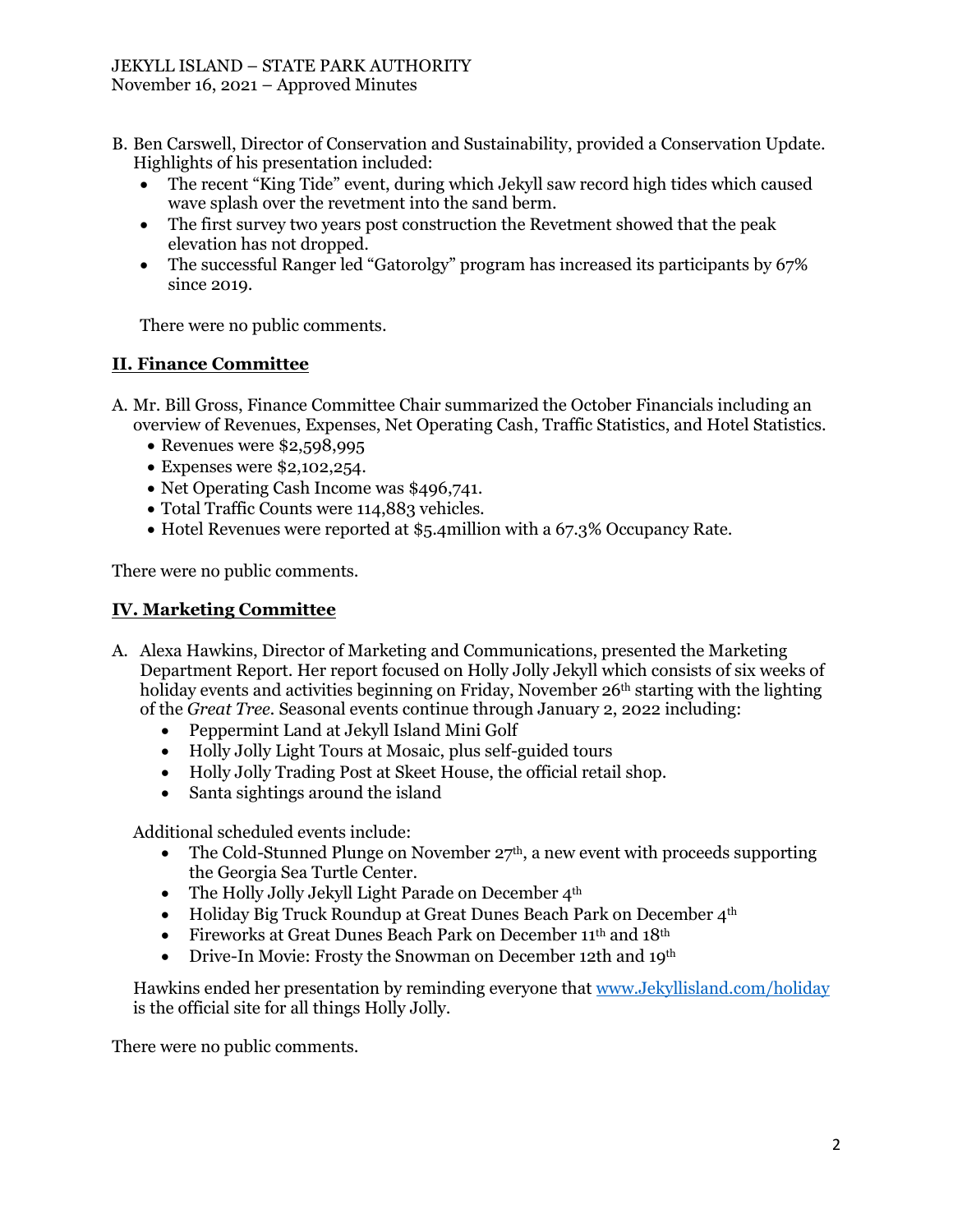B. Ben Carswell, Director of Conservation and Sustainability, provided a Conservation Update. Highlights of his presentation included:
   - The recent "King Tide" event, during which Jekyll saw record high tides which caused wave splash over the revetment into the sand berm.
   - The first survey two years post construction the Revetment showed that the peak elevation has not dropped.
   - The successful Ranger led "Gatorolgy" program has increased its participants by 67% since 2019.

   There were no public comments.

## II. Finance Committee

A. Mr. Bill Gross, Finance Committee Chair summarized the October Financials including an overview of Revenues, Expenses, Net Operating Cash, Traffic Statistics, and Hotel Statistics.
   - Revenues were $2,598,995
   - Expenses were $2,102,254.
   - Net Operating Cash Income was $496,741.
   - Total Traffic Counts were 114,883 vehicles.
   - Hotel Revenues were reported at $5.4million with a 67.3% Occupancy Rate.

There were no public comments.

## IV. Marketing Committee

A. Alexa Hawkins, Director of Marketing and Communications, presented the Marketing Department Report. Her report focused on Holly Jolly Jekyll which consists of six weeks of holiday events and activities beginning on Friday, November 26th starting with the lighting of the *Great Tree*. Seasonal events continue through January 2, 2022 including:
   - Peppermint Land at Jekyll Island Mini Golf
   - Holly Jolly Light Tours at Mosaic, plus self-guided tours
   - Holly Jolly Trading Post at Skeet House, the official retail shop.
   - Santa sightings around the island

   Additional scheduled events include:
   - The Cold-Stunned Plunge on November 27th, a new event with proceeds supporting the Georgia Sea Turtle Center.
   - The Holly Jolly Jekyll Light Parade on December 4th
   - Holiday Big Truck Roundup at Great Dunes Beach Park on December 4th
   - Fireworks at Great Dunes Beach Park on December 11th and 18th
   - Drive-In Movie: Frosty the Snowman on December 12th and 19th

   Hawkins ended her presentation by reminding everyone that [www.Jekyllisland.com/holiday](www.Jekyllisland.com/holiday) is the official site for all things Holly Jolly.

There were no public comments.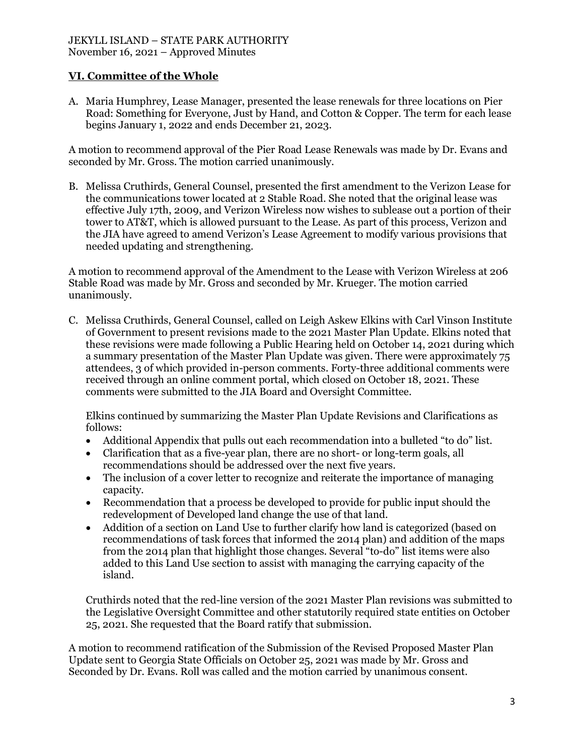JEKYLL ISLAND – STATE PARK AUTHORITY
November 16, 2021 – Approved Minutes

## VI. Committee of the Whole

A. Maria Humphrey, Lease Manager, presented the lease renewals for three locations on Pier Road: Something for Everyone, Just by Hand, and Cotton & Copper. The term for each lease begins January 1, 2022 and ends December 21, 2023.

A motion to recommend approval of the Pier Road Lease Renewals was made by Dr. Evans and seconded by Mr. Gross. The motion carried unanimously.

B. Melissa Cruthirds, General Counsel, presented the first amendment to the Verizon Lease for the communications tower located at 2 Stable Road. She noted that the original lease was effective July 17th, 2009, and Verizon Wireless now wishes to sublease out a portion of their tower to AT&T, which is allowed pursuant to the Lease. As part of this process, Verizon and the JIA have agreed to amend Verizon's Lease Agreement to modify various provisions that needed updating and strengthening.

A motion to recommend approval of the Amendment to the Lease with Verizon Wireless at 206 Stable Road was made by Mr. Gross and seconded by Mr. Krueger. The motion carried unanimously.

C. Melissa Cruthirds, General Counsel, called on Leigh Askew Elkins with Carl Vinson Institute of Government to present revisions made to the 2021 Master Plan Update. Elkins noted that these revisions were made following a Public Hearing held on October 14, 2021 during which a summary presentation of the Master Plan Update was given. There were approximately 75 attendees, 3 of which provided in-person comments. Forty-three additional comments were received through an online comment portal, which closed on October 18, 2021. These comments were submitted to the JIA Board and Oversight Committee.

Elkins continued by summarizing the Master Plan Update Revisions and Clarifications as follows:

- Additional Appendix that pulls out each recommendation into a bulleted "to do" list.
- Clarification that as a five-year plan, there are no short- or long-term goals, all recommendations should be addressed over the next five years.
- The inclusion of a cover letter to recognize and reiterate the importance of managing capacity.
- Recommendation that a process be developed to provide for public input should the redevelopment of Developed land change the use of that land.
- Addition of a section on Land Use to further clarify how land is categorized (based on recommendations of task forces that informed the 2014 plan) and addition of the maps from the 2014 plan that highlight those changes. Several "to-do" list items were also added to this Land Use section to assist with managing the carrying capacity of the island.

Cruthirds noted that the red-line version of the 2021 Master Plan revisions was submitted to the Legislative Oversight Committee and other statutorily required state entities on October 25, 2021. She requested that the Board ratify that submission.

A motion to recommend ratification of the Submission of the Revised Proposed Master Plan Update sent to Georgia State Officials on October 25, 2021 was made by Mr. Gross and Seconded by Dr. Evans. Roll was called and the motion carried by unanimous consent.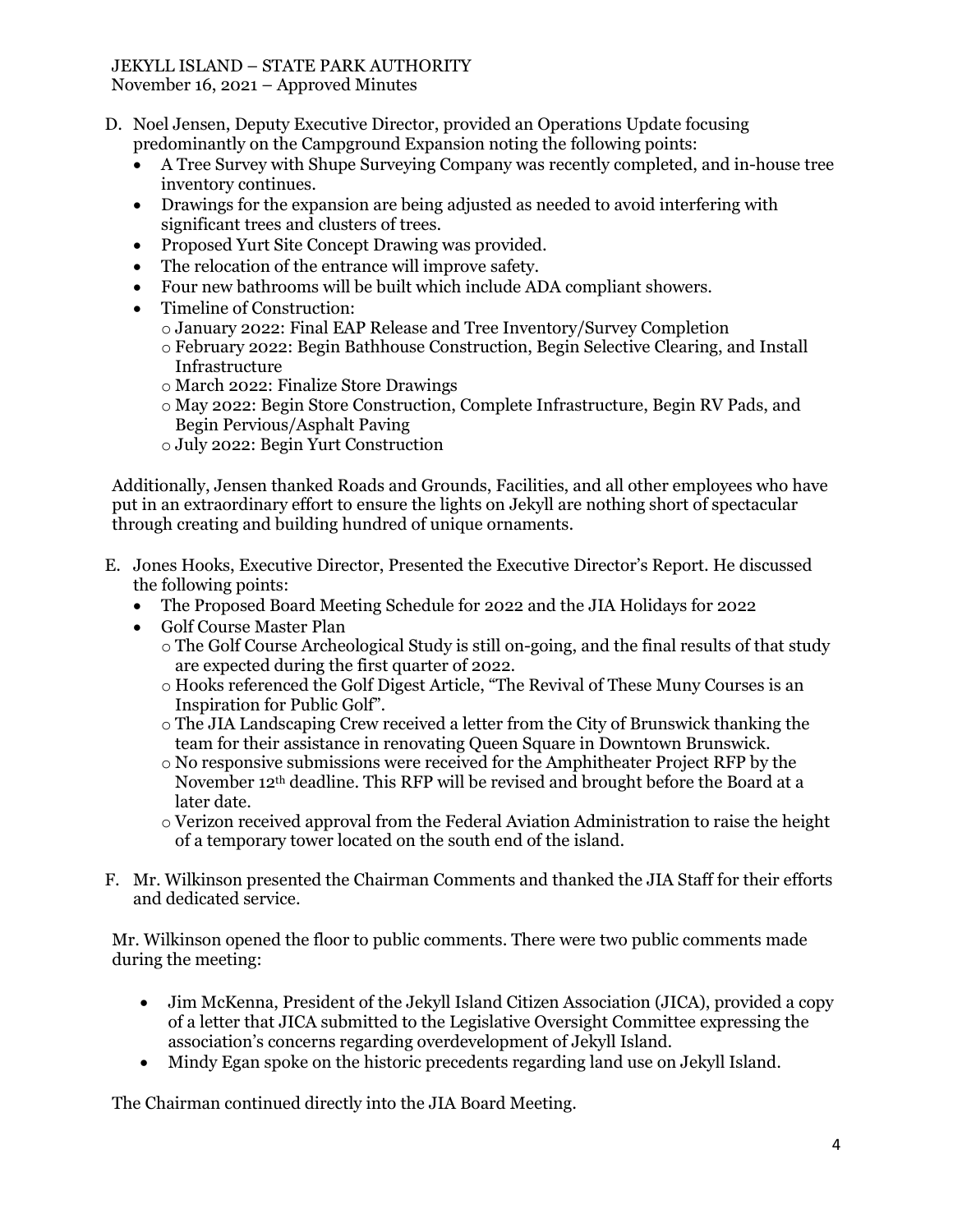D. Noel Jensen, Deputy Executive Director, provided an Operations Update focusing predominantly on the Campground Expansion noting the following points:
   - A Tree Survey with Shupe Surveying Company was recently completed, and in-house tree inventory continues.
   - Drawings for the expansion are being adjusted as needed to avoid interfering with significant trees and clusters of trees.
   - Proposed Yurt Site Concept Drawing was provided.
   - The relocation of the entrance will improve safety.
   - Four new bathrooms will be built which include ADA compliant showers.
   - Timeline of Construction:
     - January 2022: Final EAP Release and Tree Inventory/Survey Completion
     - February 2022: Begin Bathhouse Construction, Begin Selective Clearing, and Install Infrastructure
     - March 2022: Finalize Store Drawings
     - May 2022: Begin Store Construction, Complete Infrastructure, Begin RV Pads, and Begin Pervious/Asphalt Paving
     - July 2022: Begin Yurt Construction

   Additionally, Jensen thanked Roads and Grounds, Facilities, and all other employees who have put in an extraordinary effort to ensure the lights on Jekyll are nothing short of spectacular through creating and building hundred of unique ornaments.

E. Jones Hooks, Executive Director, Presented the Executive Director's Report. He discussed the following points:
   - The Proposed Board Meeting Schedule for 2022 and the JIA Holidays for 2022
   - Golf Course Master Plan
     - The Golf Course Archeological Study is still on-going, and the final results of that study are expected during the first quarter of 2022.
     - Hooks referenced the Golf Digest Article, "The Revival of These Muny Courses is an Inspiration for Public Golf".
     - The JIA Landscaping Crew received a letter from the City of Brunswick thanking the team for their assistance in renovating Queen Square in Downtown Brunswick.
     - No responsive submissions were received for the Amphitheater Project RFP by the November 12th deadline. This RFP will be revised and brought before the Board at a later date.
     - Verizon received approval from the Federal Aviation Administration to raise the height of a temporary tower located on the south end of the island.

F. Mr. Wilkinson presented the Chairman Comments and thanked the JIA Staff for their efforts and dedicated service.

   Mr. Wilkinson opened the floor to public comments. There were two public comments made during the meeting:

   - Jim McKenna, President of the Jekyll Island Citizen Association (JICA), provided a copy of a letter that JICA submitted to the Legislative Oversight Committee expressing the association's concerns regarding overdevelopment of Jekyll Island.
   - Mindy Egan spoke on the historic precedents regarding land use on Jekyll Island.

   The Chairman continued directly into the JIA Board Meeting.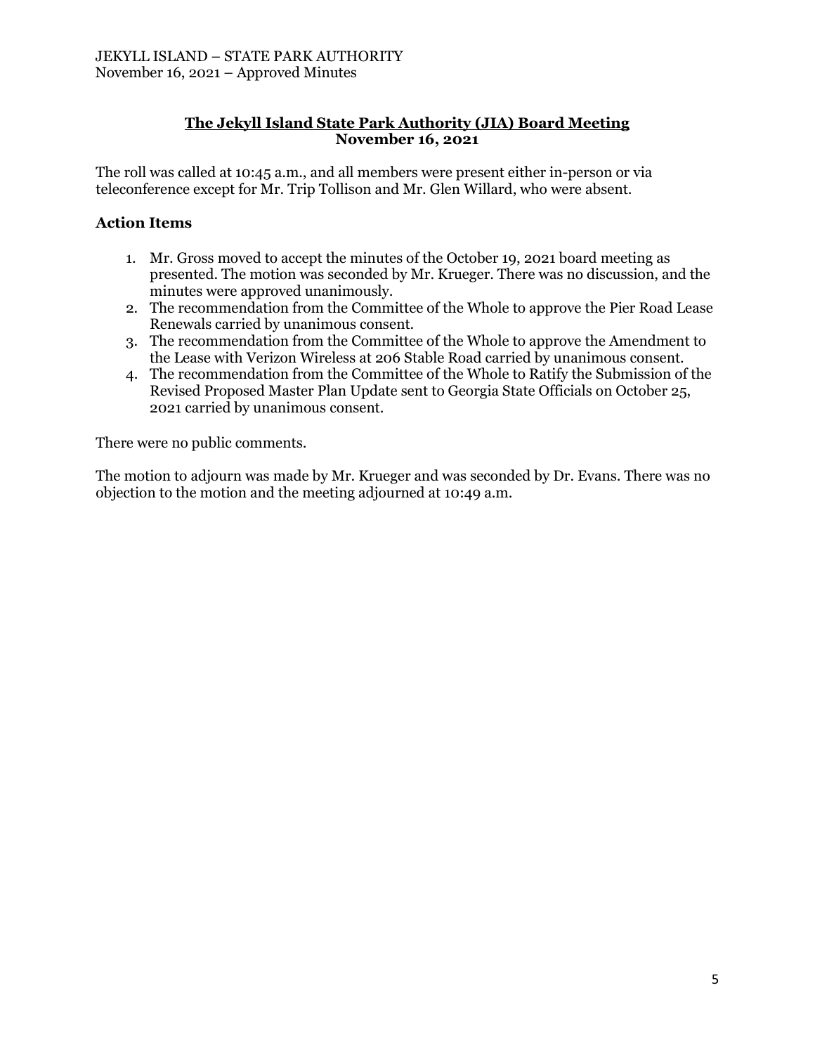**The Jekyll Island State Park Authority (JIA) Board Meeting**
**November 16, 2021**

The roll was called at 10:45 a.m., and all members were present either in-person or via teleconference except for Mr. Trip Tollison and Mr. Glen Willard, who were absent.

### Action Items

1. Mr. Gross moved to accept the minutes of the October 19, 2021 board meeting as presented. The motion was seconded by Mr. Krueger. There was no discussion, and the minutes were approved unanimously.
2. The recommendation from the Committee of the Whole to approve the Pier Road Lease Renewals carried by unanimous consent.
3. The recommendation from the Committee of the Whole to approve the Amendment to the Lease with Verizon Wireless at 206 Stable Road carried by unanimous consent.
4. The recommendation from the Committee of the Whole to Ratify the Submission of the Revised Proposed Master Plan Update sent to Georgia State Officials on October 25, 2021 carried by unanimous consent.

There were no public comments.

The motion to adjourn was made by Mr. Krueger and was seconded by Dr. Evans. There was no objection to the motion and the meeting adjourned at 10:49 a.m.